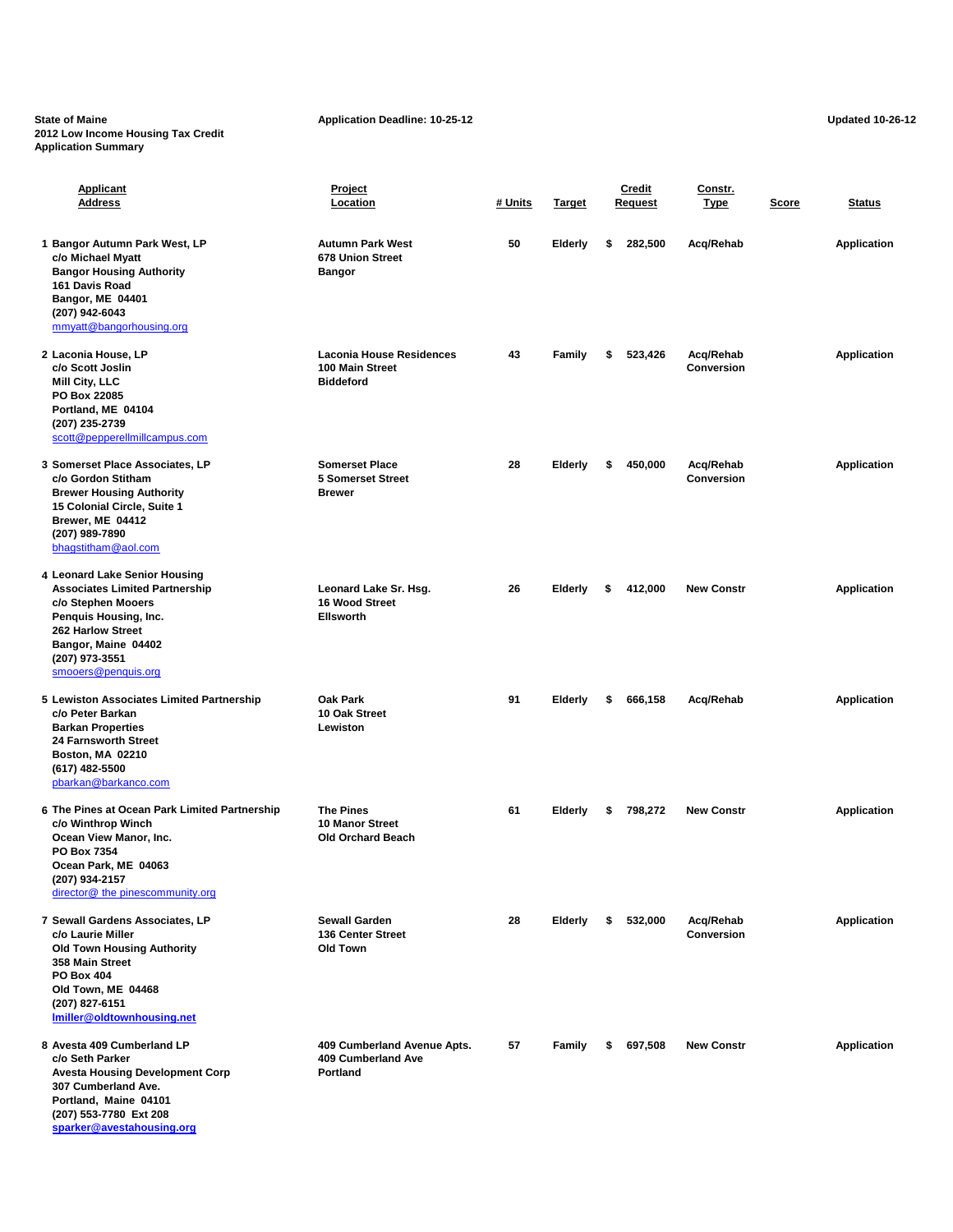State of Maine
2012 Low Income Housing Tax Credit
Application Summary

Application Deadline: 10-25-12

Updated 10-26-12

| | Applicant Address | Project Location | # Units | Target | Credit Request | Constr. Type | Score | Status |
|---|---|---|---|---|---|---|---|---|
| 1 | Bangor Autumn Park West, LP<br>c/o Michael Myatt<br>Bangor Housing Authority<br>161 Davis Road<br>Bangor, ME 04401<br>(207) 942-6043<br>mmyatt@bangorhousing.org | Autumn Park West<br>678 Union Street<br>Bangor | 50 | Elderly | $ 282,500 | Acq/Rehab | | Application |
| 2 | Laconia House, LP<br>c/o Scott Joslin<br>Mill City, LLC<br>PO Box 22085<br>Portland, ME 04104<br>(207) 235-2739<br>scott@pepperellmillcampus.com | Laconia House Residences<br>100 Main Street<br>Biddeford | 43 | Family | $ 523,426 | Acq/Rehab Conversion | | Application |
| 3 | Somerset Place Associates, LP<br>c/o Gordon Stitham<br>Brewer Housing Authority<br>15 Colonial Circle, Suite 1<br>Brewer, ME 04412<br>(207) 989-7890<br>bhagstitham@aol.com | Somerset Place<br>5 Somerset Street<br>Brewer | 28 | Elderly | $ 450,000 | Acq/Rehab Conversion | | Application |
| 4 | Leonard Lake Senior Housing Associates Limited Partnership<br>c/o Stephen Mooers<br>Penquis Housing, Inc.<br>262 Harlow Street<br>Bangor, Maine 04402<br>(207) 973-3551<br>smooers@penquis.org | Leonard Lake Sr. Hsg.<br>16 Wood Street<br>Ellsworth | 26 | Elderly | $ 412,000 | New Constr | | Application |
| 5 | Lewiston Associates Limited Partnership<br>c/o Peter Barkan<br>Barkan Properties<br>24 Farnsworth Street<br>Boston, MA 02210<br>(617) 482-5500<br>pbarkan@barkanco.com | Oak Park<br>10 Oak Street<br>Lewiston | 91 | Elderly | $ 666,158 | Acq/Rehab | | Application |
| 6 | The Pines at Ocean Park Limited Partnership<br>c/o Winthrop Winch<br>Ocean View Manor, Inc.<br>PO Box 7354<br>Ocean Park, ME 04063<br>(207) 934-2157<br>director@ the pinescommunity.org | The Pines<br>10 Manor Street<br>Old Orchard Beach | 61 | Elderly | $ 798,272 | New Constr | | Application |
| 7 | Sewall Gardens Associates, LP<br>c/o Laurie Miller<br>Old Town Housing Authority<br>358 Main Street<br>PO Box 404<br>Old Town, ME 04468<br>(207) 827-6151<br>lmiller@oldtownhousing.net | Sewall Garden<br>136 Center Street<br>Old Town | 28 | Elderly | $ 532,000 | Acq/Rehab Conversion | | Application |
| 8 | Avesta 409 Cumberland LP<br>c/o Seth Parker<br>Avesta Housing Development Corp<br>307 Cumberland Ave.<br>Portland, Maine 04101<br>(207) 553-7780 Ext 208<br>sparker@avestahousing.org | 409 Cumberland Avenue Apts.<br>409 Cumberland Ave<br>Portland | 57 | Family | $ 697,508 | New Constr | | Application |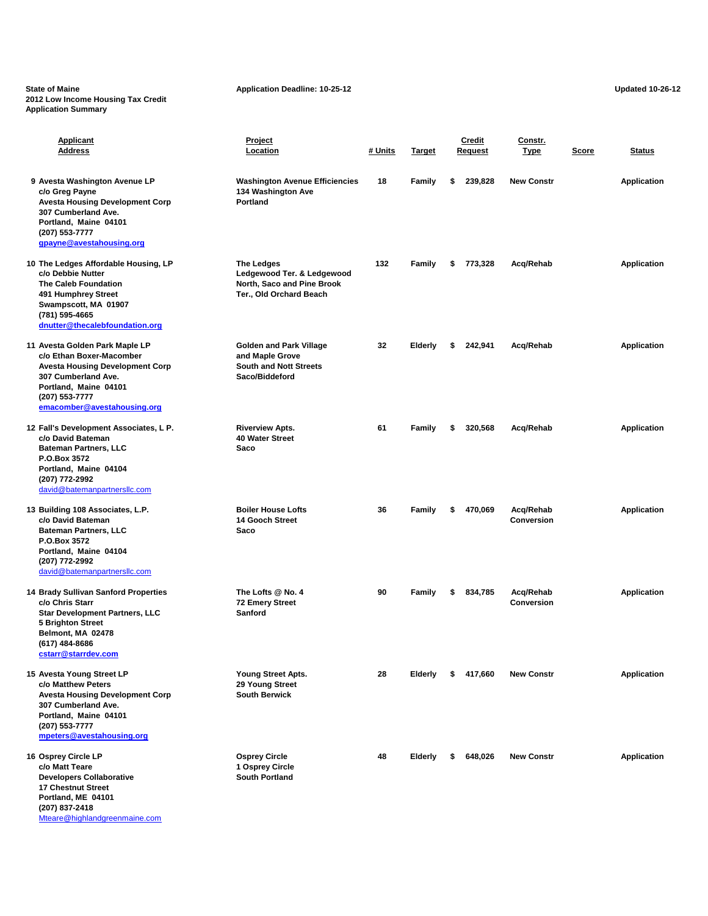State of Maine
2012 Low Income Housing Tax Credit
Application Summary

Application Deadline: 10-25-12

Updated 10-26-12

| | Applicant Address | Project Location | # Units | Target | Credit Request | Constr. Type | Score | Status |
|---|---|---|---|---|---|---|---|---|
| 9 | Avesta Washington Avenue LP<br>c/o Greg Payne<br>Avesta Housing Development Corp<br>307 Cumberland Ave.<br>Portland, Maine 04101<br>(207) 553-7777<br>gpayne@avestahousing.org | Washington Avenue Efficiencies<br>134 Washington Ave<br>Portland | 18 | Family | $ 239,828 | New Constr | | Application |
| 10 | The Ledges Affordable Housing, LP<br>c/o Debbie Nutter<br>The Caleb Foundation<br>491 Humphrey Street<br>Swampscott, MA 01907<br>(781) 595-4665<br>dnutter@thecalebfoundation.org | The Ledges<br>Ledgewood Ter. & Ledgewood North, Saco and Pine Brook Ter., Old Orchard Beach | 132 | Family | $ 773,328 | Acq/Rehab | | Application |
| 11 | Avesta Golden Park Maple LP<br>c/o Ethan Boxer-Macomber<br>Avesta Housing Development Corp<br>307 Cumberland Ave.<br>Portland, Maine 04101<br>(207) 553-7777<br>emacomber@avestahousing.org | Golden and Park Village and Maple Grove<br>South and Nott Streets<br>Saco/Biddeford | 32 | Elderly | $ 242,941 | Acq/Rehab | | Application |
| 12 | Fall's Development Associates, L P.<br>c/o David Bateman<br>Bateman Partners, LLC<br>P.O.Box 3572<br>Portland, Maine 04104<br>(207) 772-2992<br>david@batemanpartnersllc.com | Riverview Apts.<br>40 Water Street<br>Saco | 61 | Family | $ 320,568 | Acq/Rehab | | Application |
| 13 | Building 108 Associates, L.P.<br>c/o David Bateman<br>Bateman Partners, LLC<br>P.O.Box 3572<br>Portland, Maine 04104<br>(207) 772-2992<br>david@batemanpartnersllc.com | Boiler House Lofts<br>14 Gooch Street<br>Saco | 36 | Family | $ 470,069 | Acq/Rehab Conversion | | Application |
| 14 | Brady Sullivan Sanford Properties<br>c/o Chris Starr<br>Star Development Partners, LLC<br>5 Brighton Street<br>Belmont, MA 02478<br>(617) 484-8686<br>cstarr@starrdev.com | The Lofts @ No. 4<br>72 Emery Street<br>Sanford | 90 | Family | $ 834,785 | Acq/Rehab Conversion | | Application |
| 15 | Avesta Young Street LP<br>c/o Matthew Peters<br>Avesta Housing Development Corp<br>307 Cumberland Ave.<br>Portland, Maine 04101<br>(207) 553-7777<br>mpeters@avestahousing.org | Young Street Apts.<br>29 Young Street<br>South Berwick | 28 | Elderly | $ 417,660 | New Constr | | Application |
| 16 | Osprey Circle LP<br>c/o Matt Teare<br>Developers Collaborative<br>17 Chestnut Street<br>Portland, ME 04101<br>(207) 837-2418<br>Mteare@highlandgreenmaine.com | Osprey Circle<br>1 Osprey Circle<br>South Portland | 48 | Elderly | $ 648,026 | New Constr | | Application |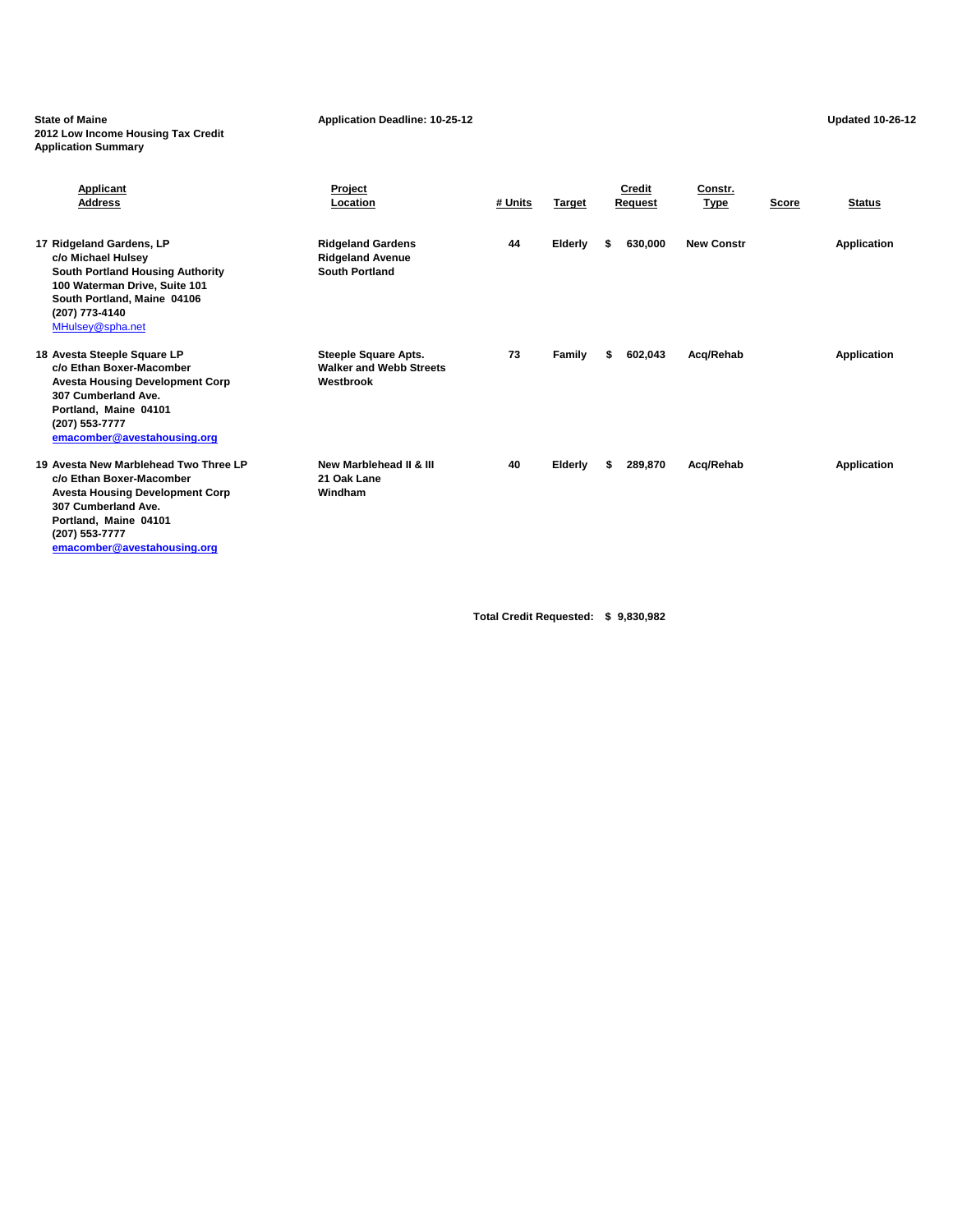State of Maine
2012 Low Income Housing Tax Credit
Application Summary

Application Deadline: 10-25-12

Updated 10-26-12

| | Applicant Address | Project Location | # Units | Target | Credit Request | Constr. Type | Score | Status |
|---|---|---|---|---|---|---|---|---|
| 17 | Ridgeland Gardens, LP<br>c/o Michael Hulsey<br>South Portland Housing Authority<br>100 Waterman Drive, Suite 101<br>South Portland, Maine 04106<br>(207) 773-4140<br>MHulsey@spha.net | Ridgeland Gardens<br>Ridgeland Avenue<br>South Portland | 44 | Elderly | $ 630,000 | New Constr | | Application |
| 18 | Avesta Steeple Square LP<br>c/o Ethan Boxer-Macomber<br>Avesta Housing Development Corp<br>307 Cumberland Ave.<br>Portland, Maine 04101<br>(207) 553-7777<br>emacomber@avestahousing.org | Steeple Square Apts.<br>Walker and Webb Streets<br>Westbrook | 73 | Family | $ 602,043 | Acq/Rehab | | Application |
| 19 | Avesta New Marblehead Two Three LP<br>c/o Ethan Boxer-Macomber<br>Avesta Housing Development Corp<br>307 Cumberland Ave.<br>Portland, Maine 04101<br>(207) 553-7777<br>emacomber@avestahousing.org | New Marblehead II & III<br>21 Oak Lane<br>Windham | 40 | Elderly | $ 289,870 | Acq/Rehab | | Application |

**Total Credit Requested: $ 9,830,982**